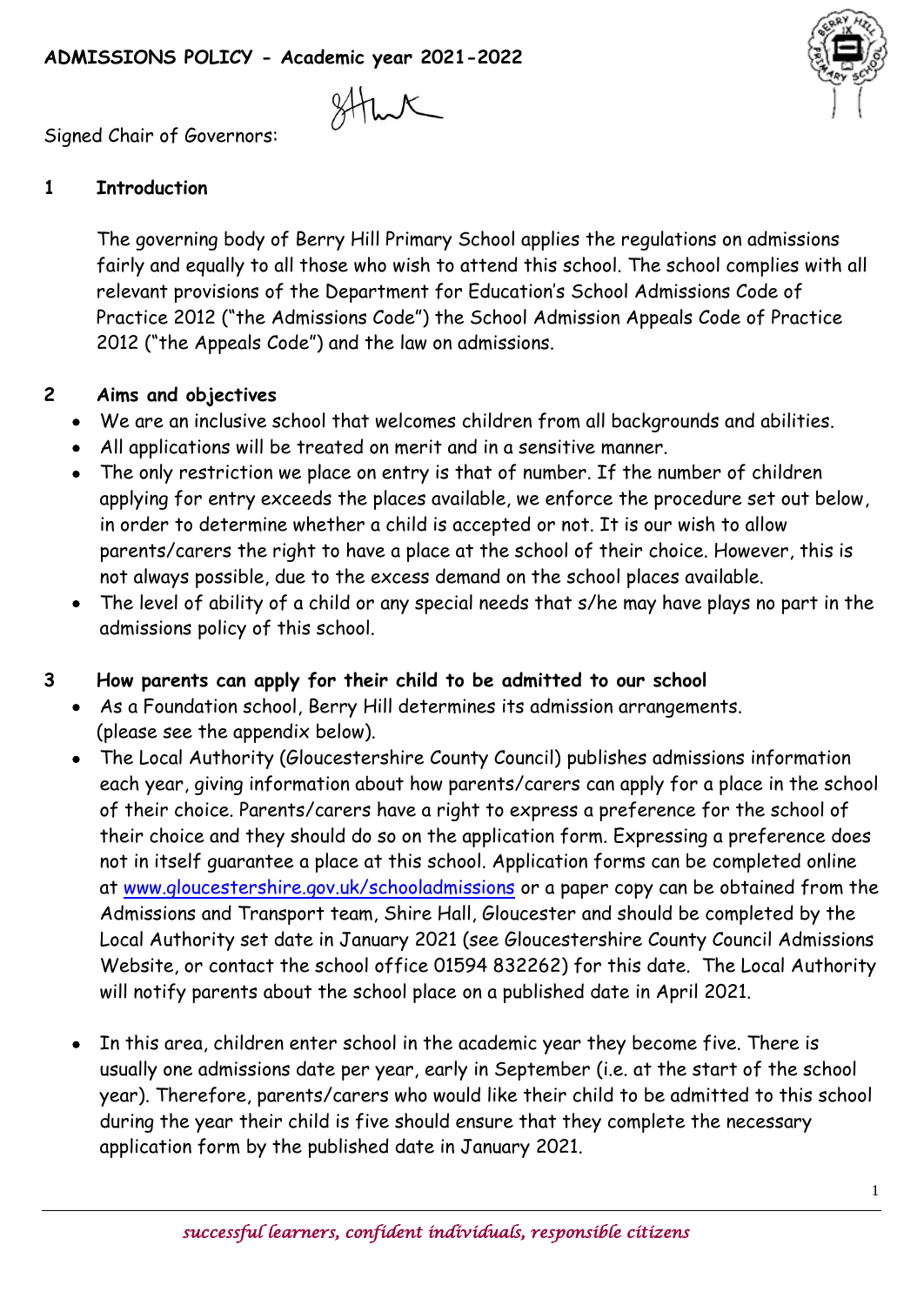# ADMISSIONS POLICY - Academic year 2021-2022

Signed Chair of Governors:

## 1 Introduction

The governing body of Berry Hill Primary School applies the regulations on admissions fairly and equally to all those who wish to attend this school. The school complies with all relevant provisions of the Department for Education's School Admissions Code of Practice 2012 ("the Admissions Code") the School Admission Appeals Code of Practice 2012 ("the Appeals Code") and the law on admissions.

## 2 Aims and objectives

- We are an inclusive school that welcomes children from all backgrounds and abilities.
- All applications will be treated on merit and in a sensitive manner.
- The only restriction we place on entry is that of number. If the number of children applying for entry exceeds the places available, we enforce the procedure set out below, in order to determine whether a child is accepted or not. It is our wish to allow parents/carers the right to have a place at the school of their choice. However, this is not always possible, due to the excess demand on the school places available.
- The level of ability of a child or any special needs that s/he may have plays no part in the admissions policy of this school.

## 3 How parents can apply for their child to be admitted to our school

- As a Foundation school, Berry Hill determines its admission arrangements. (please see the appendix below).
- The Local Authority (Gloucestershire County Council) publishes admissions information each year, giving information about how parents/carers can apply for a place in the school of their choice. Parents/carers have a right to express a preference for the school of their choice and they should do so on the application form. Expressing a preference does not in itself guarantee a place at this school. Application forms can be completed online at www.gloucestershire.gov.uk/schooladmissions or a paper copy can be obtained from the Admissions and Transport team, Shire Hall, Gloucester and should be completed by the Local Authority set date in January 2021 (see Gloucestershire County Council Admissions Website, or contact the school office 01594 832262) for this date. The Local Authority will notify parents about the school place on a published date in April 2021.

- In this area, children enter school in the academic year they become five. There is usually one admissions date per year, early in September (i.e. at the start of the school year). Therefore, parents/carers who would like their child to be admitted to this school during the year their child is five should ensure that they complete the necessary application form by the published date in January 2021.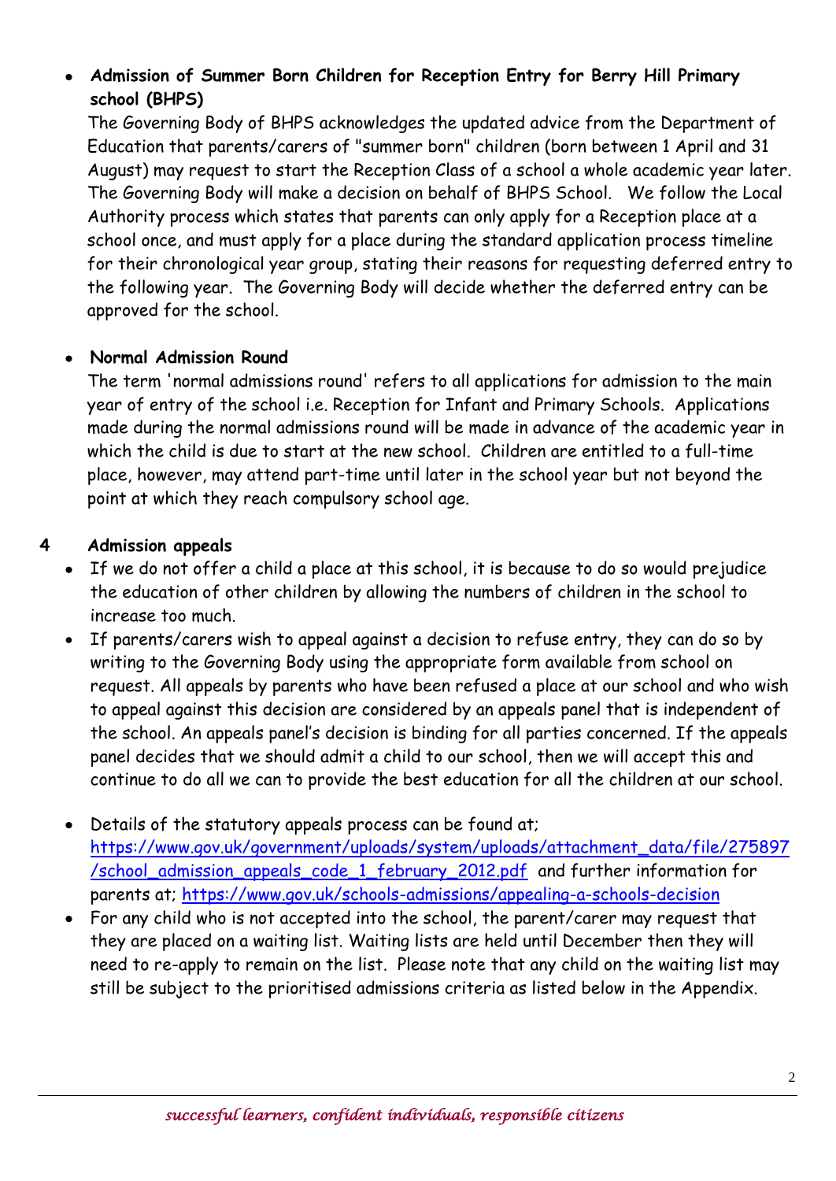- **Admission of Summer Born Children for Reception Entry for Berry Hill Primary school (BHPS)**

  The Governing Body of BHPS acknowledges the updated advice from the Department of Education that parents/carers of "summer born" children (born between 1 April and 31 August) may request to start the Reception Class of a school a whole academic year later. The Governing Body will make a decision on behalf of BHPS School. We follow the Local Authority process which states that parents can only apply for a Reception place at a school once, and must apply for a place during the standard application process timeline for their chronological year group, stating their reasons for requesting deferred entry to the following year. The Governing Body will decide whether the deferred entry can be approved for the school.

- **Normal Admission Round**

  The term 'normal admissions round' refers to all applications for admission to the main year of entry of the school i.e. Reception for Infant and Primary Schools. Applications made during the normal admissions round will be made in advance of the academic year in which the child is due to start at the new school. Children are entitled to a full-time place, however, may attend part-time until later in the school year but not beyond the point at which they reach compulsory school age.

## 4 Admission appeals

- If we do not offer a child a place at this school, it is because to do so would prejudice the education of other children by allowing the numbers of children in the school to increase too much.
- If parents/carers wish to appeal against a decision to refuse entry, they can do so by writing to the Governing Body using the appropriate form available from school on request. All appeals by parents who have been refused a place at our school and who wish to appeal against this decision are considered by an appeals panel that is independent of the school. An appeals panel's decision is binding for all parties concerned. If the appeals panel decides that we should admit a child to our school, then we will accept this and continue to do all we can to provide the best education for all the children at our school.

- Details of the statutory appeals process can be found at; https://www.gov.uk/government/uploads/system/uploads/attachment_data/file/275897/school_admission_appeals_code_1_february_2012.pdf and further information for parents at; https://www.gov.uk/schools-admissions/appealing-a-schools-decision
- For any child who is not accepted into the school, the parent/carer may request that they are placed on a waiting list. Waiting lists are held until December then they will need to re-apply to remain on the list. Please note that any child on the waiting list may still be subject to the prioritised admissions criteria as listed below in the Appendix.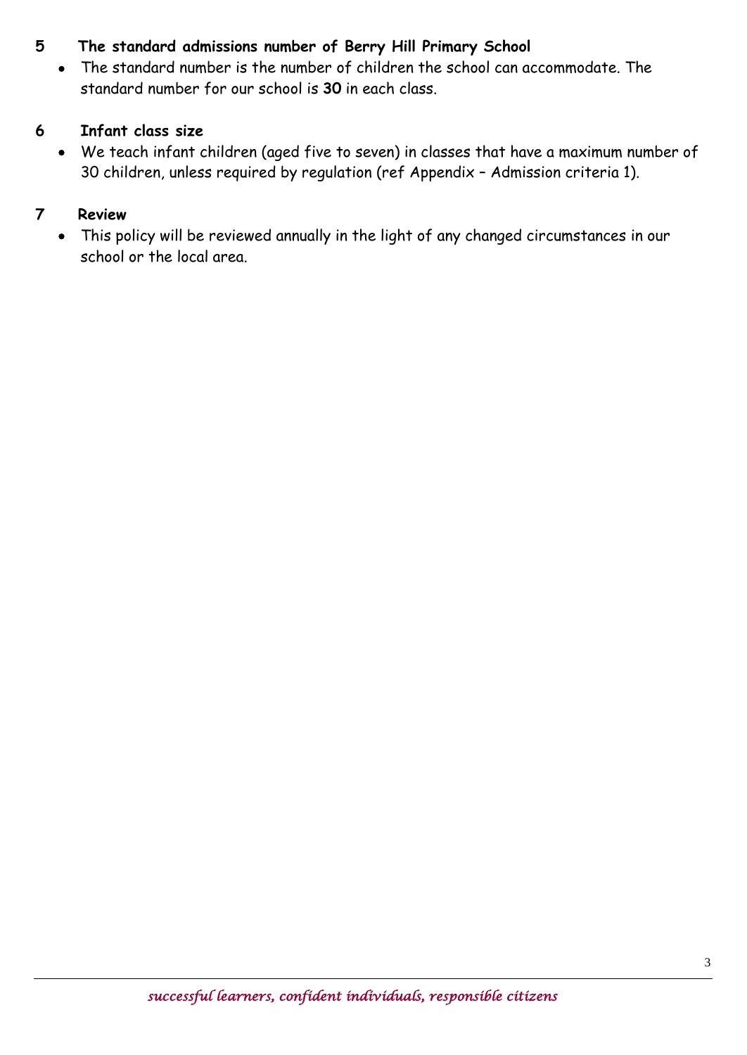## 5 The standard admissions number of Berry Hill Primary School

- The standard number is the number of children the school can accommodate. The standard number for our school is **30** in each class.

## 6 Infant class size

- We teach infant children (aged five to seven) in classes that have a maximum number of 30 children, unless required by regulation (ref Appendix – Admission criteria 1).

## 7 Review

- This policy will be reviewed annually in the light of any changed circumstances in our school or the local area.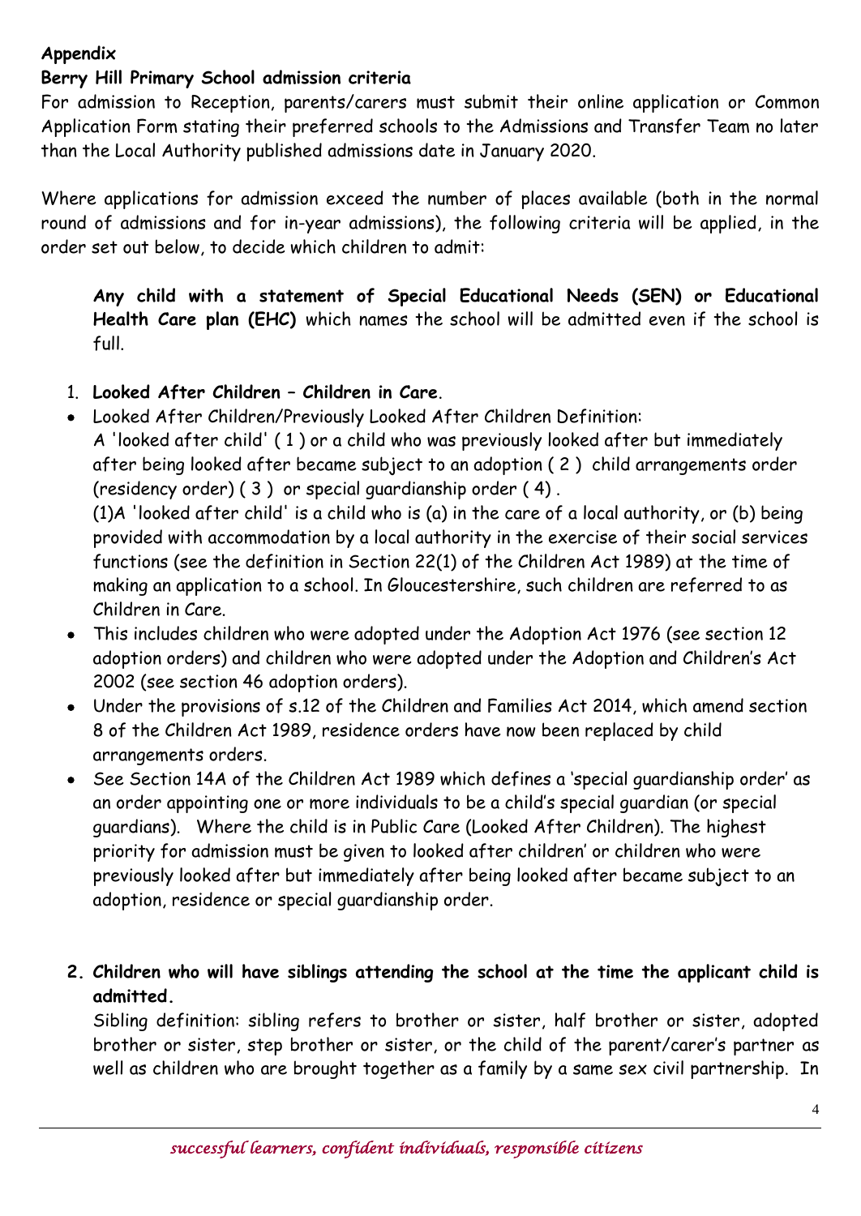**Appendix**

**Berry Hill Primary School admission criteria**

For admission to Reception, parents/carers must submit their online application or Common Application Form stating their preferred schools to the Admissions and Transfer Team no later than the Local Authority published admissions date in January 2020.

Where applications for admission exceed the number of places available (both in the normal round of admissions and for in-year admissions), the following criteria will be applied, in the order set out below, to decide which children to admit:

> **Any child with a statement of Special Educational Needs (SEN) or Educational Health Care plan (EHC)** which names the school will be admitted even if the school is full.

1. **Looked After Children – Children in Care**.

- Looked After Children/Previously Looked After Children Definition:
  A 'looked after child' ( 1 ) or a child who was previously looked after but immediately after being looked after became subject to an adoption ( 2 ) child arrangements order (residency order) ( 3 ) or special guardianship order ( 4 ) .
  (1)A 'looked after child' is a child who is (a) in the care of a local authority, or (b) being provided with accommodation by a local authority in the exercise of their social services functions (see the definition in Section 22(1) of the Children Act 1989) at the time of making an application to a school. In Gloucestershire, such children are referred to as Children in Care.
- This includes children who were adopted under the Adoption Act 1976 (see section 12 adoption orders) and children who were adopted under the Adoption and Children's Act 2002 (see section 46 adoption orders).
- Under the provisions of s.12 of the Children and Families Act 2014, which amend section 8 of the Children Act 1989, residence orders have now been replaced by child arrangements orders.
- See Section 14A of the Children Act 1989 which defines a 'special guardianship order' as an order appointing one or more individuals to be a child's special guardian (or special guardians). Where the child is in Public Care (Looked After Children). The highest priority for admission must be given to looked after children' or children who were previously looked after but immediately after being looked after became subject to an adoption, residence or special guardianship order.

2. **Children who will have siblings attending the school at the time the applicant child is admitted.**

   Sibling definition: sibling refers to brother or sister, half brother or sister, adopted brother or sister, step brother or sister, or the child of the parent/carer's partner as well as children who are brought together as a family by a same sex civil partnership. In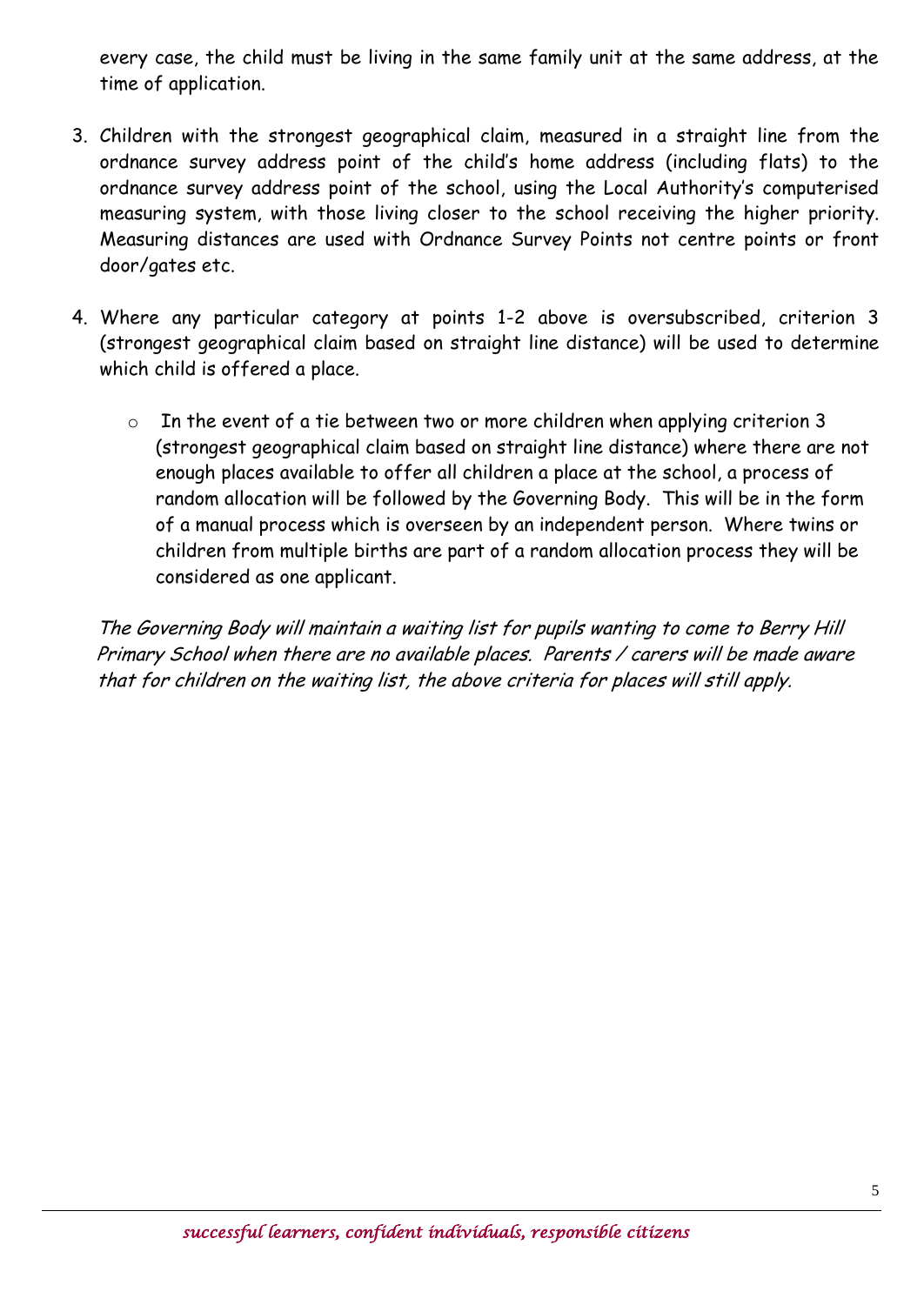every case, the child must be living in the same family unit at the same address, at the time of application.

3. Children with the strongest geographical claim, measured in a straight line from the ordnance survey address point of the child's home address (including flats) to the ordnance survey address point of the school, using the Local Authority's computerised measuring system, with those living closer to the school receiving the higher priority. Measuring distances are used with Ordnance Survey Points not centre points or front door/gates etc.

4. Where any particular category at points 1-2 above is oversubscribed, criterion 3 (strongest geographical claim based on straight line distance) will be used to determine which child is offered a place.

   - In the event of a tie between two or more children when applying criterion 3 (strongest geographical claim based on straight line distance) where there are not enough places available to offer all children a place at the school, a process of random allocation will be followed by the Governing Body. This will be in the form of a manual process which is overseen by an independent person. Where twins or children from multiple births are part of a random allocation process they will be considered as one applicant.

*The Governing Body will maintain a waiting list for pupils wanting to come to Berry Hill Primary School when there are no available places. Parents / carers will be made aware that for children on the waiting list, the above criteria for places will still apply.*